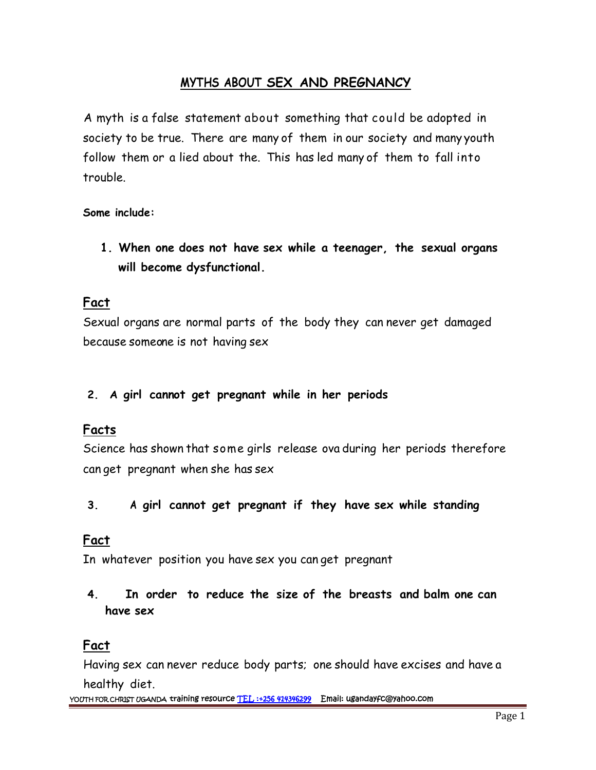## MYTHS ABOUT SEX AND PREGNANCY

A myth is a false statement about something that could be adopted in society to be true. There are many of them in our society and many youth follow them or a lied about the. This has led many of them to fall into trouble.

**Some include:**

1. **When one does not have sex while a teenager, the sexual organs will become dysfunctional.**

### Fact

Sexual organs are normal parts of the body they can never get damaged because someone is not having sex

2. **A girl cannot get pregnant while in her periods**

### Facts

Science has shown that some girls release ova during her periods therefore can get pregnant when she has sex

3. **A girl cannot get pregnant if they have sex while standing**

### Fact

In whatever position you have sex you can get pregnant

4. **In order to reduce the size of the breasts and balm one can have sex**

### Fact

Having sex can never reduce body parts; one should have excises and have a healthy diet.

YOUTH FOR CHRIST UGANDA training resource TEL :+256 414346299 Email: ugandayfc@yahoo.com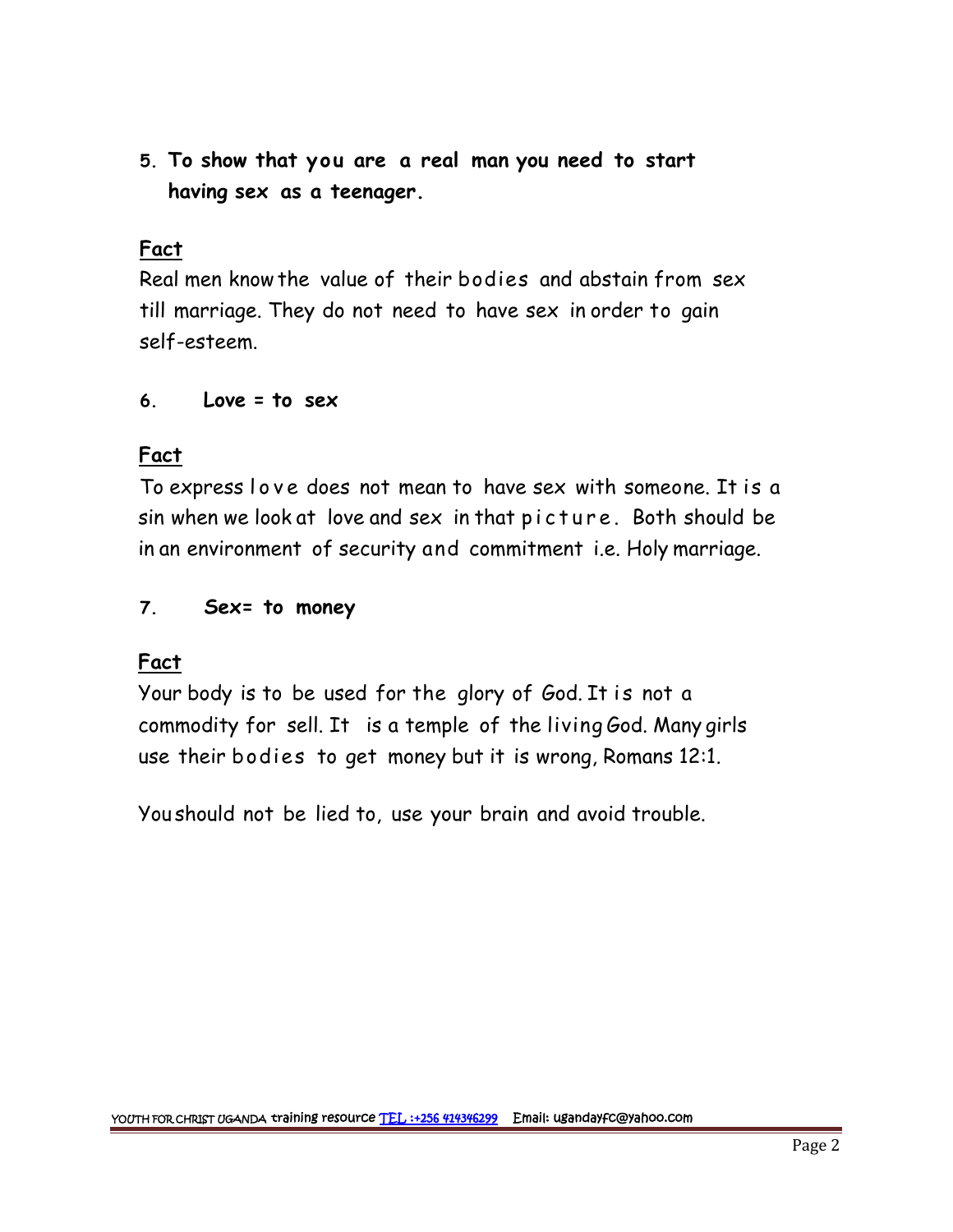5. **To show that you are a real man you need to start having sex as a teenager.**

**Fact**

Real men know the value of their bodies and abstain from sex till marriage. They do not need to have sex in order to gain self-esteem.

6. **Love = to sex**

**Fact**

To express love does not mean to have sex with someone. It is a sin when we look at love and sex in that picture. Both should be in an environment of security and commitment i.e. Holy marriage.

7. **Sex= to money**

**Fact**

Your body is to be used for the glory of God. It is not a commodity for sell. It is a temple of the living God. Many girls use their bodies to get money but it is wrong, Romans 12:1.

You should not be lied to, use your brain and avoid trouble.